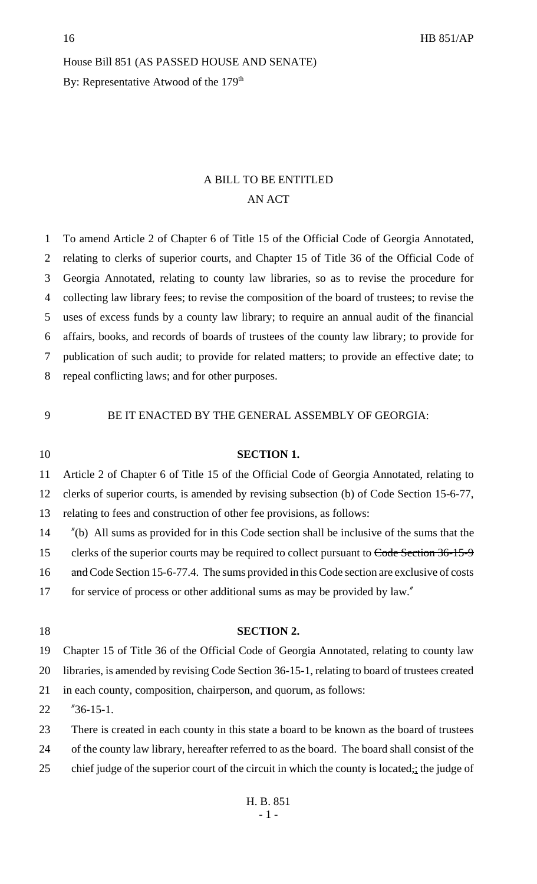House Bill 851 (AS PASSED HOUSE AND SENATE)

By: Representative Atwood of the 179th

A BILL TO BE ENTITLED

AN ACT

1 To amend Article 2 of Chapter 6 of Title 15 of the Official Code of Georgia Annotated,
2 relating to clerks of superior courts, and Chapter 15 of Title 36 of the Official Code of
3 Georgia Annotated, relating to county law libraries, so as to revise the procedure for
4 collecting law library fees; to revise the composition of the board of trustees; to revise the
5 uses of excess funds by a county law library; to require an annual audit of the financial
6 affairs, books, and records of boards of trustees of the county law library; to provide for
7 publication of such audit; to provide for related matters; to provide an effective date; to
8 repeal conflicting laws; and for other purposes.

9 BE IT ENACTED BY THE GENERAL ASSEMBLY OF GEORGIA:

10 **SECTION 1.**

11 Article 2 of Chapter 6 of Title 15 of the Official Code of Georgia Annotated, relating to
12 clerks of superior courts, is amended by revising subsection (b) of Code Section 15-6-77,
13 relating to fees and construction of other fee provisions, as follows:

14 "(b) All sums as provided for in this Code section shall be inclusive of the sums that the
15 clerks of the superior courts may be required to collect pursuant to ~~Code Section 36-15-9~~
16 ~~and~~ Code Section 15-6-77.4. The sums provided in this Code section are exclusive of costs
17 for service of process or other additional sums as may be provided by law."

18 **SECTION 2.**

19 Chapter 15 of Title 36 of the Official Code of Georgia Annotated, relating to county law
20 libraries, is amended by revising Code Section 36-15-1, relating to board of trustees created
21 in each county, composition, chairperson, and quorum, as follows:

22 "36-15-1.

23 There is created in each county in this state a board to be known as the board of trustees
24 of the county law library, hereafter referred to as the board. The board shall consist of the
25 chief judge of the superior court of the circuit in which the county is located~~,~~; the judge of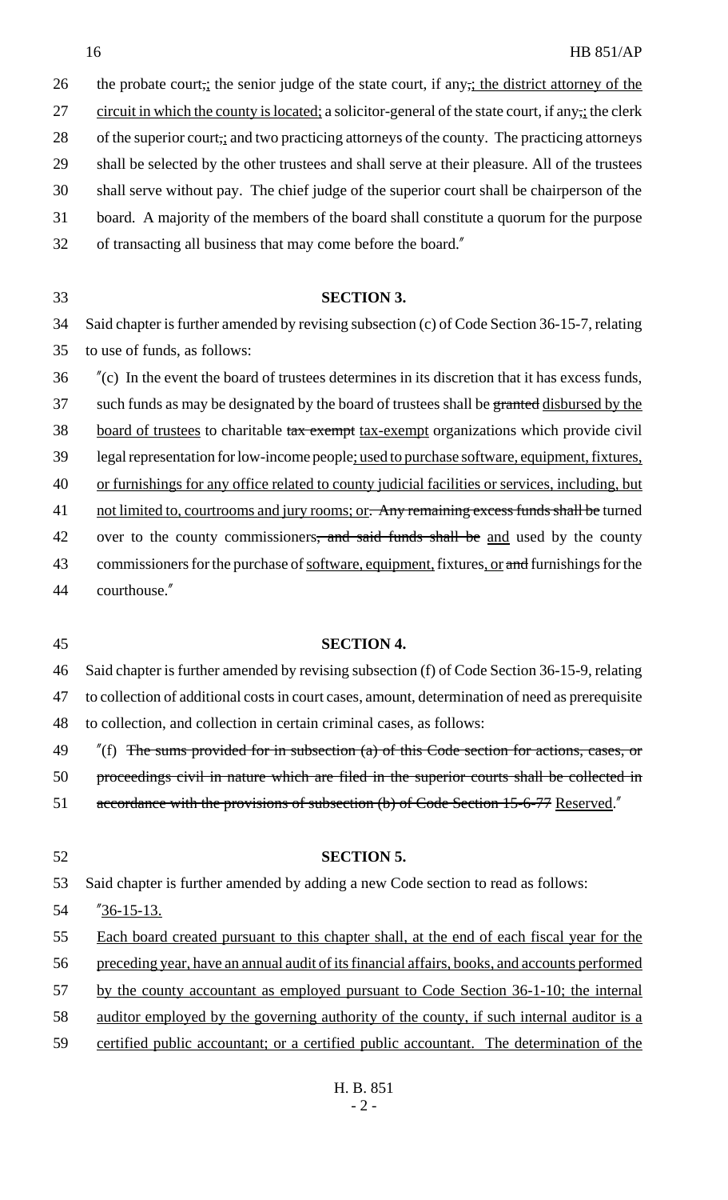the probate court,; the senior judge of the state court, if any,; the district attorney of the circuit in which the county is located; a solicitor-general of the state court, if any,; the clerk of the superior court,; and two practicing attorneys of the county. The practicing attorneys shall be selected by the other trustees and shall serve at their pleasure. All of the trustees shall serve without pay. The chief judge of the superior court shall be chairperson of the board. A majority of the members of the board shall constitute a quorum for the purpose of transacting all business that may come before the board."

**SECTION 3.**

Said chapter is further amended by revising subsection (c) of Code Section 36-15-7, relating to use of funds, as follows:

"(c) In the event the board of trustees determines in its discretion that it has excess funds, such funds as may be designated by the board of trustees shall be ~~granted~~ disbursed by the board of trustees to charitable ~~tax exempt~~ tax-exempt organizations which provide civil legal representation for low-income people; used to purchase software, equipment, fixtures, or furnishings for any office related to county judicial facilities or services, including, but not limited to, courtrooms and jury rooms; or. ~~Any remaining excess funds shall be~~ turned over to the county commissioners~~, and said funds shall be~~ and used by the county commissioners for the purchase of software, equipment, fixtures, or ~~and~~ furnishings for the courthouse."

**SECTION 4.**

Said chapter is further amended by revising subsection (f) of Code Section 36-15-9, relating to collection of additional costs in court cases, amount, determination of need as prerequisite to collection, and collection in certain criminal cases, as follows:

"(f) ~~The sums provided for in subsection (a) of this Code section for actions, cases, or proceedings civil in nature which are filed in the superior courts shall be collected in accordance with the provisions of subsection (b) of Code Section 15-6-77~~ Reserved."

**SECTION 5.**

Said chapter is further amended by adding a new Code section to read as follows:

"36-15-13.

Each board created pursuant to this chapter shall, at the end of each fiscal year for the preceding year, have an annual audit of its financial affairs, books, and accounts performed by the county accountant as employed pursuant to Code Section 36-1-10; the internal auditor employed by the governing authority of the county, if such internal auditor is a certified public accountant; or a certified public accountant. The determination of the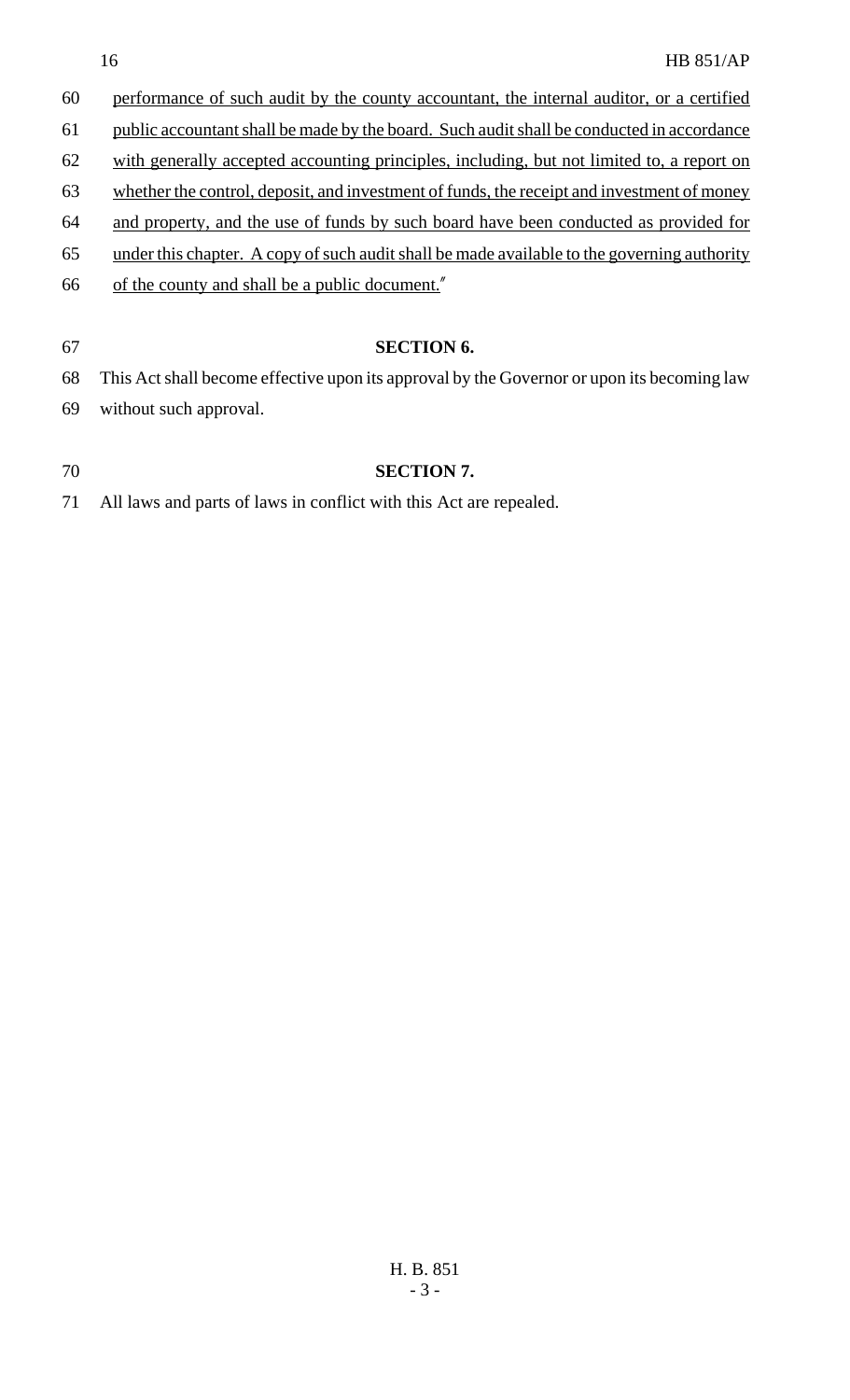performance of such audit by the county accountant, the internal auditor, or a certified public accountant shall be made by the board. Such audit shall be conducted in accordance with generally accepted accounting principles, including, but not limited to, a report on whether the control, deposit, and investment of funds, the receipt and investment of money and property, and the use of funds by such board have been conducted as provided for under this chapter. A copy of such audit shall be made available to the governing authority of the county and shall be a public document."

**SECTION 6.**

This Act shall become effective upon its approval by the Governor or upon its becoming law without such approval.

**SECTION 7.**

All laws and parts of laws in conflict with this Act are repealed.